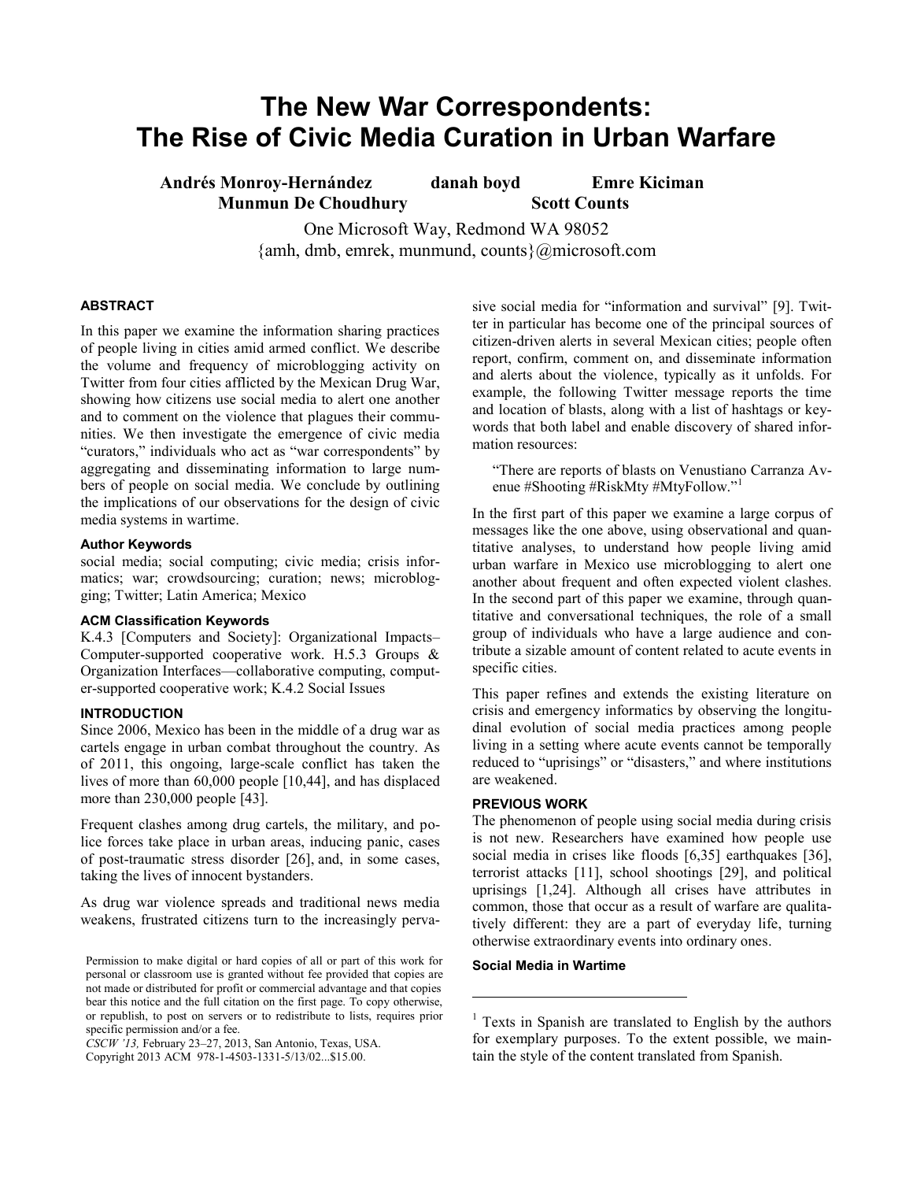# The New War Correspondents: The Rise of Civic Media Curation in Urban Warfare

**Andrés Monroy-Hernández** **danah boyd** **Emre Kiciman**
**Munmun De Choudhury** **Scott Counts**

One Microsoft Way, Redmond WA 98052
{amh, dmb, emrek, munmund, counts}@microsoft.com

## ABSTRACT

In this paper we examine the information sharing practices of people living in cities amid armed conflict. We describe the volume and frequency of microblogging activity on Twitter from four cities afflicted by the Mexican Drug War, showing how citizens use social media to alert one another and to comment on the violence that plagues their communities. We then investigate the emergence of civic media "curators," individuals who act as "war correspondents" by aggregating and disseminating information to large numbers of people on social media. We conclude by outlining the implications of our observations for the design of civic media systems in wartime.

### Author Keywords

social media; social computing; civic media; crisis informatics; war; crowdsourcing; curation; news; microblogging; Twitter; Latin America; Mexico

### ACM Classification Keywords

K.4.3 [Computers and Society]: Organizational Impacts– Computer-supported cooperative work. H.5.3 Groups & Organization Interfaces—collaborative computing, computer-supported cooperative work; K.4.2 Social Issues

## INTRODUCTION

Since 2006, Mexico has been in the middle of a drug war as cartels engage in urban combat throughout the country. As of 2011, this ongoing, large-scale conflict has taken the lives of more than 60,000 people [10,44], and has displaced more than 230,000 people [43].

Frequent clashes among drug cartels, the military, and police forces take place in urban areas, inducing panic, cases of post-traumatic stress disorder [26], and, in some cases, taking the lives of innocent bystanders.

As drug war violence spreads and traditional news media weakens, frustrated citizens turn to the increasingly pervasive social media for "information and survival" [9]. Twitter in particular has become one of the principal sources of citizen-driven alerts in several Mexican cities; people often report, confirm, comment on, and disseminate information and alerts about the violence, typically as it unfolds. For example, the following Twitter message reports the time and location of blasts, along with a list of hashtags or keywords that both label and enable discovery of shared information resources:

> "There are reports of blasts on Venustiano Carranza Avenue #Shooting #RiskMty #MtyFollow."[1]

In the first part of this paper we examine a large corpus of messages like the one above, using observational and quantitative analyses, to understand how people living amid urban warfare in Mexico use microblogging to alert one another about frequent and often expected violent clashes. In the second part of this paper we examine, through quantitative and conversational techniques, the role of a small group of individuals who have a large audience and contribute a sizable amount of content related to acute events in specific cities.

This paper refines and extends the existing literature on crisis and emergency informatics by observing the longitudinal evolution of social media practices among people living in a setting where acute events cannot be temporally reduced to "uprisings" or "disasters," and where institutions are weakened.

## PREVIOUS WORK

The phenomenon of people using social media during crisis is not new. Researchers have examined how people use social media in crises like floods [6,35] earthquakes [36], terrorist attacks [11], school shootings [29], and political uprisings [1,24]. Although all crises have attributes in common, those that occur as a result of warfare are qualitatively different: they are a part of everyday life, turning otherwise extraordinary events into ordinary ones.

### Social Media in Wartime

[1] Texts in Spanish are translated to English by the authors for exemplary purposes. To the extent possible, we maintain the style of the content translated from Spanish.

Permission to make digital or hard copies of all or part of this work for personal or classroom use is granted without fee provided that copies are not made or distributed for profit or commercial advantage and that copies bear this notice and the full citation on the first page. To copy otherwise, or republish, to post on servers or to redistribute to lists, requires prior specific permission and/or a fee.
*CSCW '13,* February 23–27, 2013, San Antonio, Texas, USA.
Copyright 2013 ACM 978-1-4503-1331-5/13/02...$15.00.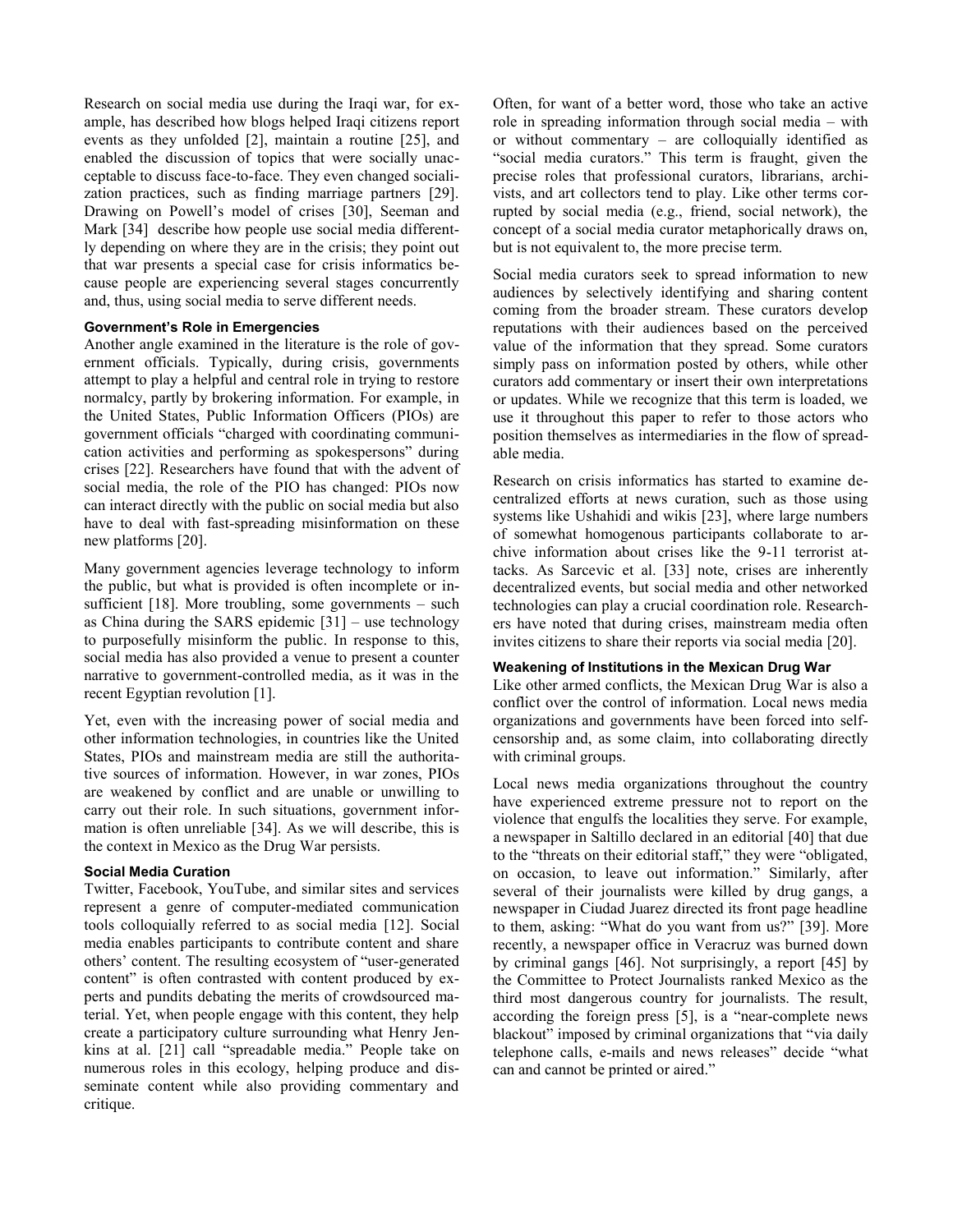Research on social media use during the Iraqi war, for example, has described how blogs helped Iraqi citizens report events as they unfolded [2], maintain a routine [25], and enabled the discussion of topics that were socially unacceptable to discuss face-to-face. They even changed socialization practices, such as finding marriage partners [29]. Drawing on Powell's model of crises [30], Seeman and Mark [34] describe how people use social media differently depending on where they are in the crisis; they point out that war presents a special case for crisis informatics because people are experiencing several stages concurrently and, thus, using social media to serve different needs.

### Government's Role in Emergencies

Another angle examined in the literature is the role of government officials. Typically, during crisis, governments attempt to play a helpful and central role in trying to restore normalcy, partly by brokering information. For example, in the United States, Public Information Officers (PIOs) are government officials "charged with coordinating communication activities and performing as spokespersons" during crises [22]. Researchers have found that with the advent of social media, the role of the PIO has changed: PIOs now can interact directly with the public on social media but also have to deal with fast-spreading misinformation on these new platforms [20].

Many government agencies leverage technology to inform the public, but what is provided is often incomplete or insufficient [18]. More troubling, some governments – such as China during the SARS epidemic [31] – use technology to purposefully misinform the public. In response to this, social media has also provided a venue to present a counter narrative to government-controlled media, as it was in the recent Egyptian revolution [1].

Yet, even with the increasing power of social media and other information technologies, in countries like the United States, PIOs and mainstream media are still the authoritative sources of information. However, in war zones, PIOs are weakened by conflict and are unable or unwilling to carry out their role. In such situations, government information is often unreliable [34]. As we will describe, this is the context in Mexico as the Drug War persists.

### Social Media Curation

Twitter, Facebook, YouTube, and similar sites and services represent a genre of computer-mediated communication tools colloquially referred to as social media [12]. Social media enables participants to contribute content and share others' content. The resulting ecosystem of "user-generated content" is often contrasted with content produced by experts and pundits debating the merits of crowdsourced material. Yet, when people engage with this content, they help create a participatory culture surrounding what Henry Jenkins at al. [21] call "spreadable media." People take on numerous roles in this ecology, helping produce and disseminate content while also providing commentary and critique.

Often, for want of a better word, those who take an active role in spreading information through social media – with or without commentary – are colloquially identified as "social media curators." This term is fraught, given the precise roles that professional curators, librarians, archivists, and art collectors tend to play. Like other terms corrupted by social media (e.g., friend, social network), the concept of a social media curator metaphorically draws on, but is not equivalent to, the more precise term.

Social media curators seek to spread information to new audiences by selectively identifying and sharing content coming from the broader stream. These curators develop reputations with their audiences based on the perceived value of the information that they spread. Some curators simply pass on information posted by others, while other curators add commentary or insert their own interpretations or updates. While we recognize that this term is loaded, we use it throughout this paper to refer to those actors who position themselves as intermediaries in the flow of spreadable media.

Research on crisis informatics has started to examine decentralized efforts at news curation, such as those using systems like Ushahidi and wikis [23], where large numbers of somewhat homogenous participants collaborate to archive information about crises like the 9-11 terrorist attacks. As Sarcevic et al. [33] note, crises are inherently decentralized events, but social media and other networked technologies can play a crucial coordination role. Researchers have noted that during crises, mainstream media often invites citizens to share their reports via social media [20].

### Weakening of Institutions in the Mexican Drug War

Like other armed conflicts, the Mexican Drug War is also a conflict over the control of information. Local news media organizations and governments have been forced into self-censorship and, as some claim, into collaborating directly with criminal groups.

Local news media organizations throughout the country have experienced extreme pressure not to report on the violence that engulfs the localities they serve. For example, a newspaper in Saltillo declared in an editorial [40] that due to the "threats on their editorial staff," they were "obligated, on occasion, to leave out information." Similarly, after several of their journalists were killed by drug gangs, a newspaper in Ciudad Juarez directed its front page headline to them, asking: "What do you want from us?" [39]. More recently, a newspaper office in Veracruz was burned down by criminal gangs [46]. Not surprisingly, a report [45] by the Committee to Protect Journalists ranked Mexico as the third most dangerous country for journalists. The result, according the foreign press [5], is a "near-complete news blackout" imposed by criminal organizations that "via daily telephone calls, e-mails and news releases" decide "what can and cannot be printed or aired."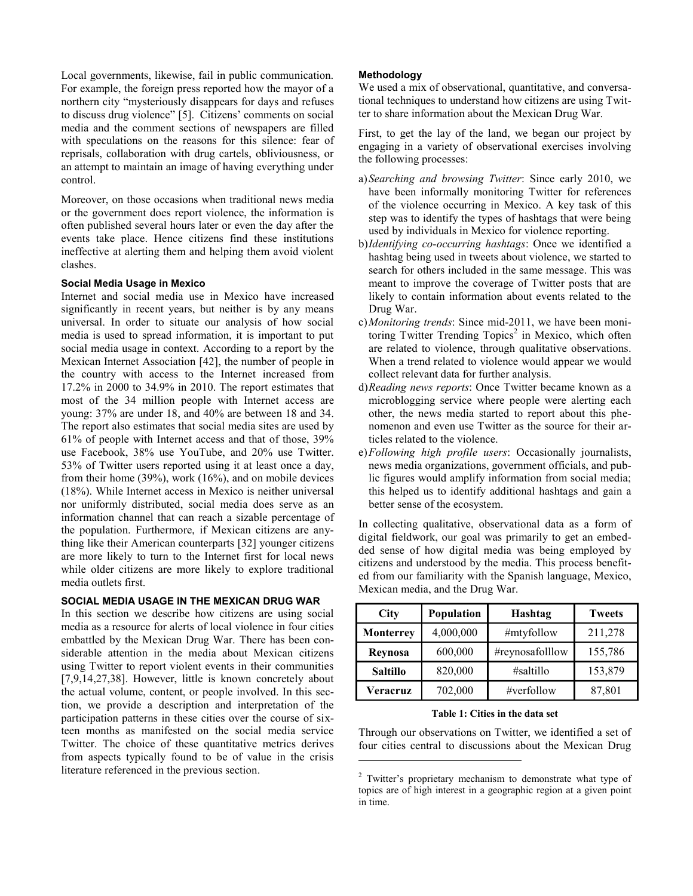Local governments, likewise, fail in public communication. For example, the foreign press reported how the mayor of a northern city "mysteriously disappears for days and refuses to discuss drug violence" [5]. Citizens' comments on social media and the comment sections of newspapers are filled with speculations on the reasons for this silence: fear of reprisals, collaboration with drug cartels, obliviousness, or an attempt to maintain an image of having everything under control.

Moreover, on those occasions when traditional news media or the government does report violence, the information is often published several hours later or even the day after the events take place. Hence citizens find these institutions ineffective at alerting them and helping them avoid violent clashes.

#### Social Media Usage in Mexico

Internet and social media use in Mexico have increased significantly in recent years, but neither is by any means universal. In order to situate our analysis of how social media is used to spread information, it is important to put social media usage in context. According to a report by the Mexican Internet Association [42], the number of people in the country with access to the Internet increased from 17.2% in 2000 to 34.9% in 2010. The report estimates that most of the 34 million people with Internet access are young: 37% are under 18, and 40% are between 18 and 34. The report also estimates that social media sites are used by 61% of people with Internet access and that of those, 39% use Facebook, 38% use YouTube, and 20% use Twitter. 53% of Twitter users reported using it at least once a day, from their home (39%), work (16%), and on mobile devices (18%). While Internet access in Mexico is neither universal nor uniformly distributed, social media does serve as an information channel that can reach a sizable percentage of the population. Furthermore, if Mexican citizens are anything like their American counterparts [32] younger citizens are more likely to turn to the Internet first for local news while older citizens are more likely to explore traditional media outlets first.

### SOCIAL MEDIA USAGE IN THE MEXICAN DRUG WAR

In this section we describe how citizens are using social media as a resource for alerts of local violence in four cities embattled by the Mexican Drug War. There has been considerable attention in the media about Mexican citizens using Twitter to report violent events in their communities [7,9,14,27,38]. However, little is known concretely about the actual volume, content, or people involved. In this section, we provide a description and interpretation of the participation patterns in these cities over the course of sixteen months as manifested on the social media service Twitter. The choice of these quantitative metrics derives from aspects typically found to be of value in the crisis literature referenced in the previous section.

#### Methodology

We used a mix of observational, quantitative, and conversational techniques to understand how citizens are using Twitter to share information about the Mexican Drug War.

First, to get the lay of the land, we began our project by engaging in a variety of observational exercises involving the following processes:

a) *Searching and browsing Twitter*: Since early 2010, we have been informally monitoring Twitter for references of the violence occurring in Mexico. A key task of this step was to identify the types of hashtags that were being used by individuals in Mexico for violence reporting.
b) *Identifying co-occurring hashtags*: Once we identified a hashtag being used in tweets about violence, we started to search for others included in the same message. This was meant to improve the coverage of Twitter posts that are likely to contain information about events related to the Drug War.
c) *Monitoring trends*: Since mid-2011, we have been monitoring Twitter Trending Topics[2] in Mexico, which often are related to violence, through qualitative observations. When a trend related to violence would appear we would collect relevant data for further analysis.
d) *Reading news reports*: Once Twitter became known as a microblogging service where people were alerting each other, the news media started to report about this phenomenon and even use Twitter as the source for their articles related to the violence.
e) *Following high profile users*: Occasionally journalists, news media organizations, government officials, and public figures would amplify information from social media; this helped us to identify additional hashtags and gain a better sense of the ecosystem.

In collecting qualitative, observational data as a form of digital fieldwork, our goal was primarily to get an embedded sense of how digital media was being employed by citizens and understood by the media. This process benefited from our familiarity with the Spanish language, Mexico, Mexican media, and the Drug War.

| City | Population | Hashtag | Tweets |
|---|---|---|---|
| **Monterrey** | 4,000,000 | #mtyfollow | 211,278 |
| **Reynosa** | 600,000 | #reynosafolllow | 155,786 |
| **Saltillo** | 820,000 | #saltillo | 153,879 |
| **Veracruz** | 702,000 | #verfollow | 87,801 |

**Table 1: Cities in the data set**

Through our observations on Twitter, we identified a set of four cities central to discussions about the Mexican Drug

[2] Twitter's proprietary mechanism to demonstrate what type of topics are of high interest in a geographic region at a given point in time.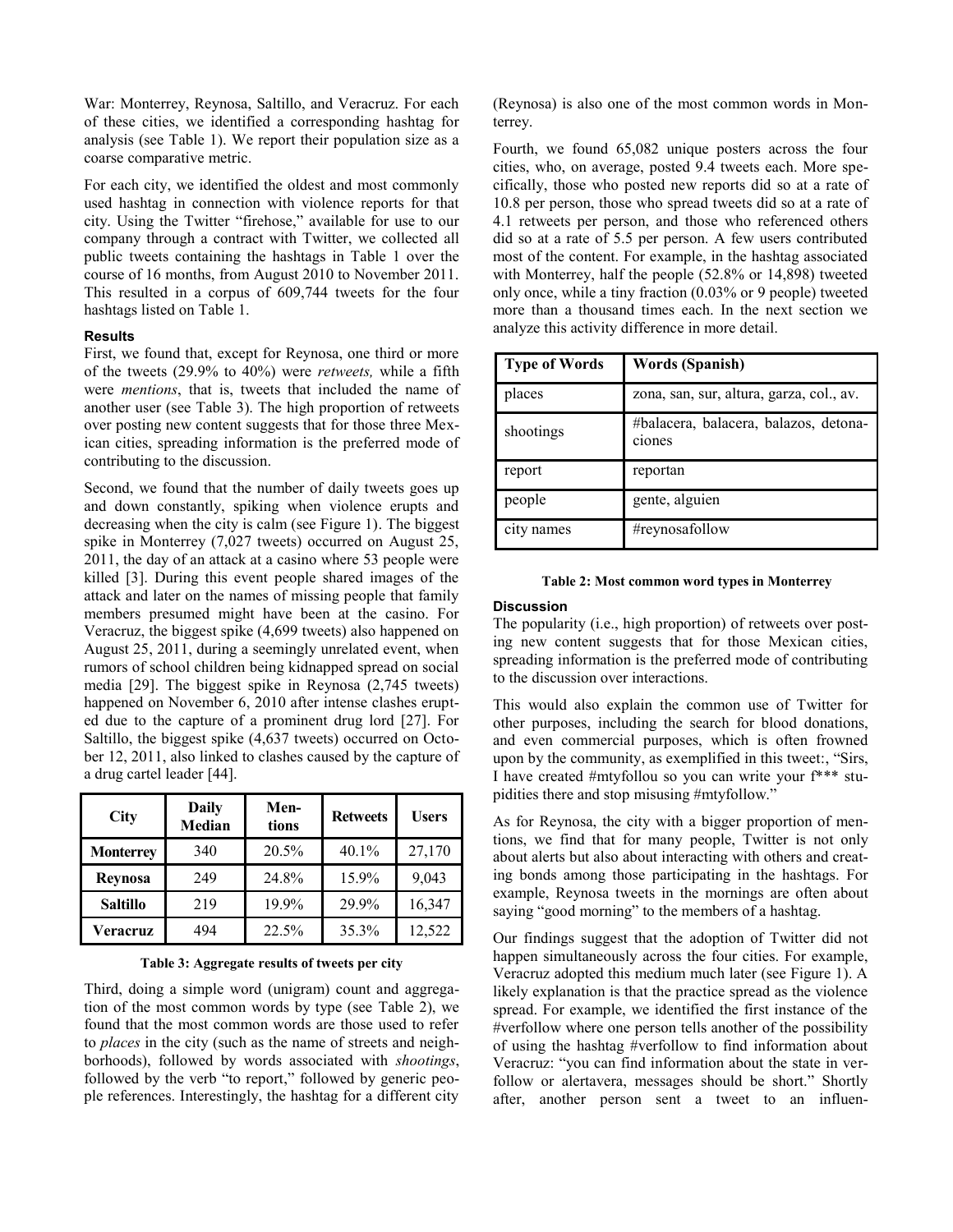War: Monterrey, Reynosa, Saltillo, and Veracruz. For each of these cities, we identified a corresponding hashtag for analysis (see Table 1). We report their population size as a coarse comparative metric.

For each city, we identified the oldest and most commonly used hashtag in connection with violence reports for that city. Using the Twitter "firehose," available for use to our company through a contract with Twitter, we collected all public tweets containing the hashtags in Table 1 over the course of 16 months, from August 2010 to November 2011. This resulted in a corpus of 609,744 tweets for the four hashtags listed on Table 1.

### Results

First, we found that, except for Reynosa, one third or more of the tweets (29.9% to 40%) were *retweets,* while a fifth were *mentions*, that is, tweets that included the name of another user (see Table 3). The high proportion of retweets over posting new content suggests that for those three Mexican cities, spreading information is the preferred mode of contributing to the discussion.

Second, we found that the number of daily tweets goes up and down constantly, spiking when violence erupts and decreasing when the city is calm (see Figure 1). The biggest spike in Monterrey (7,027 tweets) occurred on August 25, 2011, the day of an attack at a casino where 53 people were killed [3]. During this event people shared images of the attack and later on the names of missing people that family members presumed might have been at the casino. For Veracruz, the biggest spike (4,699 tweets) also happened on August 25, 2011, during a seemingly unrelated event, when rumors of school children being kidnapped spread on social media [29]. The biggest spike in Reynosa (2,745 tweets) happened on November 6, 2010 after intense clashes erupted due to the capture of a prominent drug lord [27]. For Saltillo, the biggest spike (4,637 tweets) occurred on October 12, 2011, also linked to clashes caused by the capture of a drug cartel leader [44].

| City | Daily Median | Mentions | Retweets | Users |
|---|---|---|---|---|
| **Monterrey** | 340 | 20.5% | 40.1% | 27,170 |
| **Reynosa** | 249 | 24.8% | 15.9% | 9,043 |
| **Saltillo** | 219 | 19.9% | 29.9% | 16,347 |
| **Veracruz** | 494 | 22.5% | 35.3% | 12,522 |

**Table 3: Aggregate results of tweets per city**

Third, doing a simple word (unigram) count and aggregation of the most common words by type (see Table 2), we found that the most common words are those used to refer to *places* in the city (such as the name of streets and neighborhoods), followed by words associated with *shootings*, followed by the verb "to report," followed by generic people references. Interestingly, the hashtag for a different city (Reynosa) is also one of the most common words in Monterrey.

Fourth, we found 65,082 unique posters across the four cities, who, on average, posted 9.4 tweets each. More specifically, those who posted new reports did so at a rate of 10.8 per person, those who spread tweets did so at a rate of 4.1 retweets per person, and those who referenced others did so at a rate of 5.5 per person. A few users contributed most of the content. For example, in the hashtag associated with Monterrey, half the people (52.8% or 14,898) tweeted only once, while a tiny fraction (0.03% or 9 people) tweeted more than a thousand times each. In the next section we analyze this activity difference in more detail.

| Type of Words | Words (Spanish) |
|---|---|
| places | zona, san, sur, altura, garza, col., av. |
| shootings | #balacera, balacera, balazos, detonaciones |
| report | reportan |
| people | gente, alguien |
| city names | #reynosafollow |

**Table 2: Most common word types in Monterrey**

### Discussion

The popularity (i.e., high proportion) of retweets over posting new content suggests that for those Mexican cities, spreading information is the preferred mode of contributing to the discussion over interactions.

This would also explain the common use of Twitter for other purposes, including the search for blood donations, and even commercial purposes, which is often frowned upon by the community, as exemplified in this tweet:, "Sirs, I have created #mtyfollou so you can write your f*** stupidities there and stop misusing #mtyfollow."

As for Reynosa, the city with a bigger proportion of mentions, we find that for many people, Twitter is not only about alerts but also about interacting with others and creating bonds among those participating in the hashtags. For example, Reynosa tweets in the mornings are often about saying "good morning" to the members of a hashtag.

Our findings suggest that the adoption of Twitter did not happen simultaneously across the four cities. For example, Veracruz adopted this medium much later (see Figure 1). A likely explanation is that the practice spread as the violence spread. For example, we identified the first instance of the #verfollow where one person tells another of the possibility of using the hashtag #verfollow to find information about Veracruz: "you can find information about the state in verfollow or alertavera, messages should be short." Shortly after, another person sent a tweet to an influen-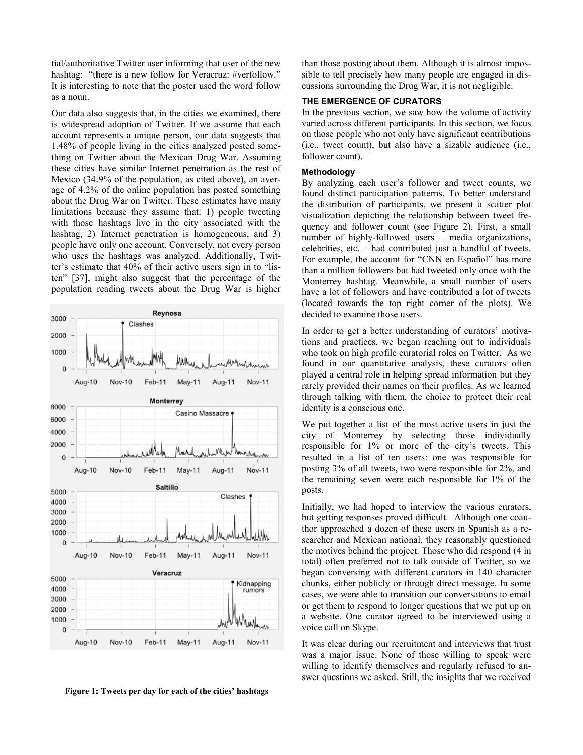tial/authoritative Twitter user informing that user of the new hashtag: "there is a new follow for Veracruz: #verfollow." It is interesting to note that the poster used the word follow as a noun.

Our data also suggests that, in the cities we examined, there is widespread adoption of Twitter. If we assume that each account represents a unique person, our data suggests that 1.48% of people living in the cities analyzed posted something on Twitter about the Mexican Drug War. Assuming these cities have similar Internet penetration as the rest of Mexico (34.9% of the population, as cited above), an average of 4.2% of the online population has posted something about the Drug War on Twitter. These estimates have many limitations because they assume that: 1) people tweeting with those hashtags live in the city associated with the hashtag, 2) Internet penetration is homogeneous, and 3) people have only one account. Conversely, not every person who uses the hashtags was analyzed. Additionally, Twitter's estimate that 40% of their active users sign in to "listen" [37], might also suggest that the percentage of the population reading tweets about the Drug War is higher than those posting about them. Although it is almost impossible to tell precisely how many people are engaged in discussions surrounding the Drug War, it is not negligible.

**Figure 1: Tweets per day for each of the cities' hashtags**

### THE EMERGENCE OF CURATORS

In the previous section, we saw how the volume of activity varied across different participants. In this section, we focus on those people who not only have significant contributions (i.e., tweet count), but also have a sizable audience (i.e., follower count).

#### Methodology

By analyzing each user's follower and tweet counts, we found distinct participation patterns. To better understand the distribution of participants, we present a scatter plot visualization depicting the relationship between tweet frequency and follower count (see Figure 2). First, a small number of highly-followed users – media organizations, celebrities, etc. – had contributed just a handful of tweets. For example, the account for "CNN en Español" has more than a million followers but had tweeted only once with the Monterrey hashtag. Meanwhile, a small number of users have a lot of followers and have contributed a lot of tweets (located towards the top right corner of the plots). We decided to examine those users.

In order to get a better understanding of curators' motivations and practices, we began reaching out to individuals who took on high profile curatorial roles on Twitter. As we found in our quantitative analysis, these curators often played a central role in helping spread information but they rarely provided their names on their profiles. As we learned through talking with them, the choice to protect their real identity is a conscious one.

We put together a list of the most active users in just the city of Monterrey by selecting those individually responsible for 1% or more of the city's tweets. This resulted in a list of ten users: one was responsible for posting 3% of all tweets, two were responsible for 2%, and the remaining seven were each responsible for 1% of the posts.

Initially, we had hoped to interview the various curators, but getting responses proved difficult. Although one coauthor approached a dozen of these users in Spanish as a researcher and Mexican national, they reasonably questioned the motives behind the project. Those who did respond (4 in total) often preferred not to talk outside of Twitter, so we began conversing with different curators in 140 character chunks, either publicly or through direct message. In some cases, we were able to transition our conversations to email or get them to respond to longer questions that we put up on a website. One curator agreed to be interviewed using a voice call on Skype.

It was clear during our recruitment and interviews that trust was a major issue. None of those willing to speak were willing to identify themselves and regularly refused to answer questions we asked. Still, the insights that we received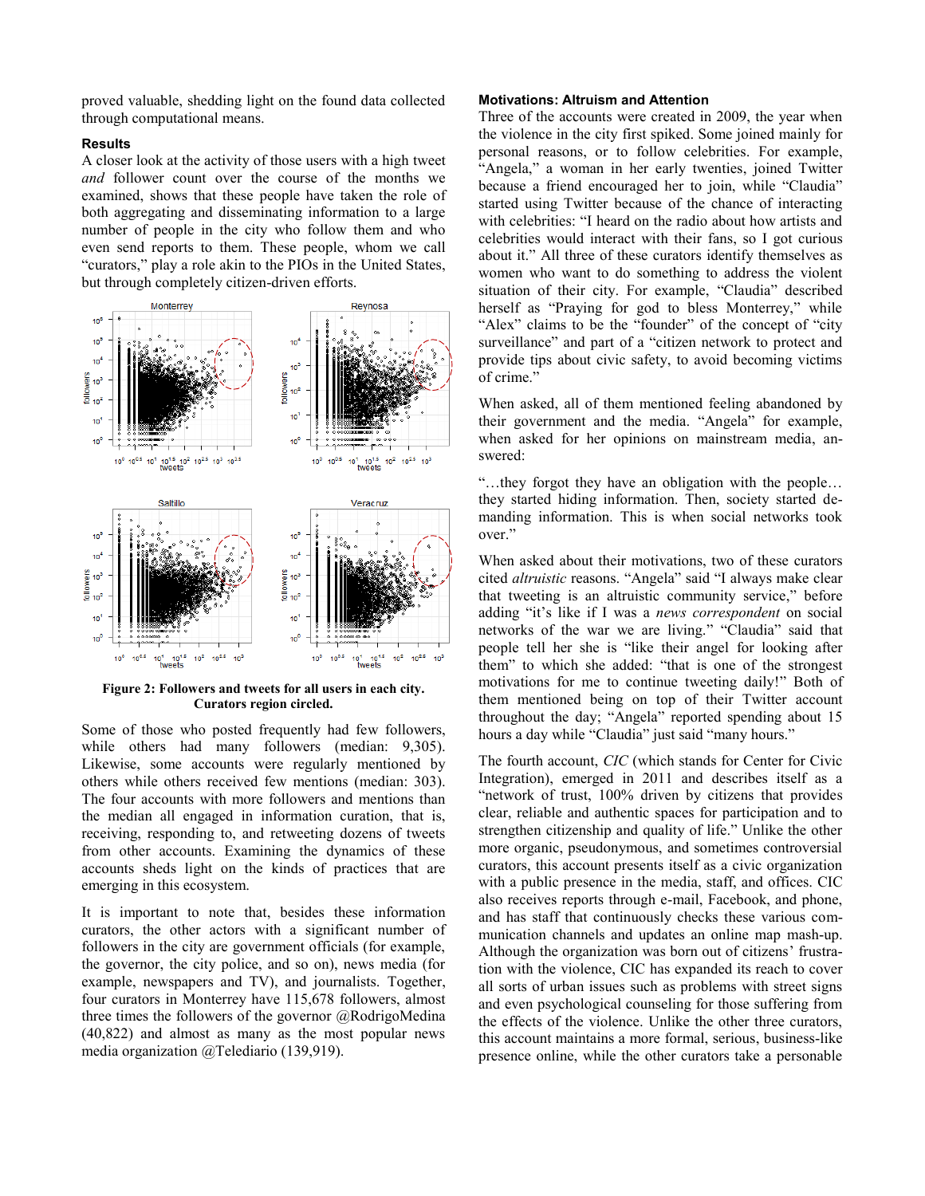proved valuable, shedding light on the found data collected through computational means.

### Results

A closer look at the activity of those users with a high tweet *and* follower count over the course of the months we examined, shows that these people have taken the role of both aggregating and disseminating information to a large number of people in the city who follow them and who even send reports to them. These people, whom we call "curators," play a role akin to the PIOs in the United States, but through completely citizen-driven efforts.

Monterrey

Reynosa

Saltillo

Veracruz

followers

tweets

**Figure 2: Followers and tweets for all users in each city. Curators region circled.**

Some of those who posted frequently had few followers, while others had many followers (median: 9,305). Likewise, some accounts were regularly mentioned by others while others received few mentions (median: 303). The four accounts with more followers and mentions than the median all engaged in information curation, that is, receiving, responding to, and retweeting dozens of tweets from other accounts. Examining the dynamics of these accounts sheds light on the kinds of practices that are emerging in this ecosystem.

It is important to note that, besides these information curators, the other actors with a significant number of followers in the city are government officials (for example, the governor, the city police, and so on), news media (for example, newspapers and TV), and journalists. Together, four curators in Monterrey have 115,678 followers, almost three times the followers of the governor @RodrigoMedina (40,822) and almost as many as the most popular news media organization @Telediario (139,919).

### Motivations: Altruism and Attention

Three of the accounts were created in 2009, the year when the violence in the city first spiked. Some joined mainly for personal reasons, or to follow celebrities. For example, "Angela," a woman in her early twenties, joined Twitter because a friend encouraged her to join, while "Claudia" started using Twitter because of the chance of interacting with celebrities: "I heard on the radio about how artists and celebrities would interact with their fans, so I got curious about it." All three of these curators identify themselves as women who want to do something to address the violent situation of their city. For example, "Claudia" described herself as "Praying for god to bless Monterrey," while "Alex" claims to be the "founder" of the concept of "city surveillance" and part of a "citizen network to protect and provide tips about civic safety, to avoid becoming victims of crime."

When asked, all of them mentioned feeling abandoned by their government and the media. "Angela" for example, when asked for her opinions on mainstream media, answered:

"…they forgot they have an obligation with the people… they started hiding information. Then, society started demanding information. This is when social networks took over."

When asked about their motivations, two of these curators cited *altruistic* reasons. "Angela" said "I always make clear that tweeting is an altruistic community service," before adding "it's like if I was a *news correspondent* on social networks of the war we are living." "Claudia" said that people tell her she is "like their angel for looking after them" to which she added: "that is one of the strongest motivations for me to continue tweeting daily!" Both of them mentioned being on top of their Twitter account throughout the day; "Angela" reported spending about 15 hours a day while "Claudia" just said "many hours."

The fourth account, *CIC* (which stands for Center for Civic Integration), emerged in 2011 and describes itself as a "network of trust, 100% driven by citizens that provides clear, reliable and authentic spaces for participation and to strengthen citizenship and quality of life." Unlike the other more organic, pseudonymous, and sometimes controversial curators, this account presents itself as a civic organization with a public presence in the media, staff, and offices. CIC also receives reports through e-mail, Facebook, and phone, and has staff that continuously checks these various communication channels and updates an online map mash-up. Although the organization was born out of citizens' frustration with the violence, CIC has expanded its reach to cover all sorts of urban issues such as problems with street signs and even psychological counseling for those suffering from the effects of the violence. Unlike the other three curators, this account maintains a more formal, serious, business-like presence online, while the other curators take a personable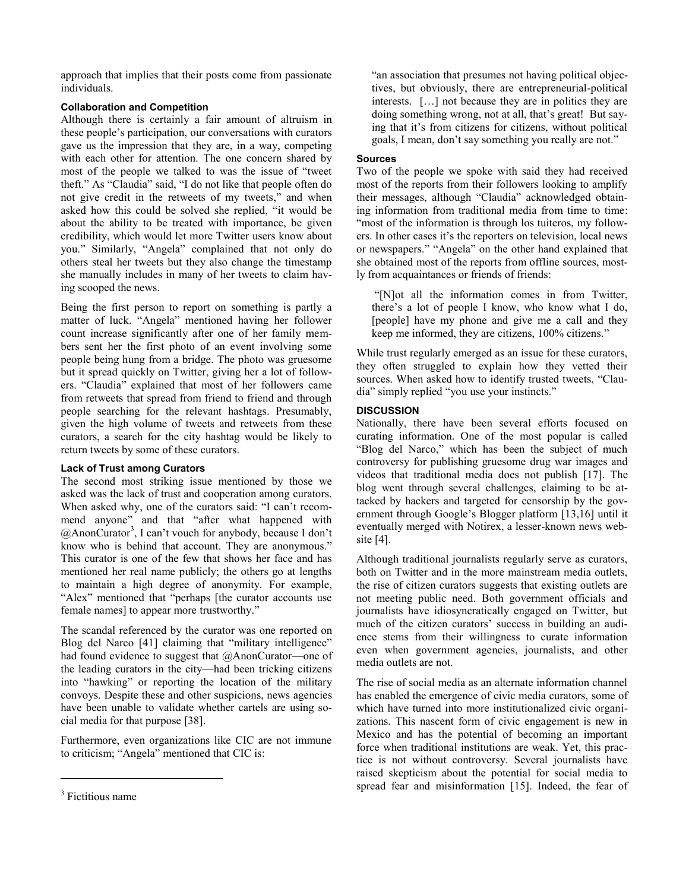approach that implies that their posts come from passionate individuals.

#### Collaboration and Competition

Although there is certainly a fair amount of altruism in these people's participation, our conversations with curators gave us the impression that they are, in a way, competing with each other for attention. The one concern shared by most of the people we talked to was the issue of "tweet theft." As "Claudia" said, "I do not like that people often do not give credit in the retweets of my tweets," and when asked how this could be solved she replied, "it would be about the ability to be treated with importance, be given credibility, which would let more Twitter users know about you." Similarly, "Angela" complained that not only do others steal her tweets but they also change the timestamp she manually includes in many of her tweets to claim having scooped the news.

Being the first person to report on something is partly a matter of luck. "Angela" mentioned having her follower count increase significantly after one of her family members sent her the first photo of an event involving some people being hung from a bridge. The photo was gruesome but it spread quickly on Twitter, giving her a lot of followers. "Claudia" explained that most of her followers came from retweets that spread from friend to friend and through people searching for the relevant hashtags. Presumably, given the high volume of tweets and retweets from these curators, a search for the city hashtag would be likely to return tweets by some of these curators.

#### Lack of Trust among Curators

The second most striking issue mentioned by those we asked was the lack of trust and cooperation among curators. When asked why, one of the curators said: "I can't recommend anyone" and that "after what happened with @AnonCurator[3], I can't vouch for anybody, because I don't know who is behind that account. They are anonymous." This curator is one of the few that shows her face and has mentioned her real name publicly; the others go at lengths to maintain a high degree of anonymity. For example, "Alex" mentioned that "perhaps [the curator accounts use female names] to appear more trustworthy."

The scandal referenced by the curator was one reported on Blog del Narco [41] claiming that "military intelligence" had found evidence to suggest that @AnonCurator—one of the leading curators in the city—had been tricking citizens into "hawking" or reporting the location of the military convoys. Despite these and other suspicions, news agencies have been unable to validate whether cartels are using social media for that purpose [38].

Furthermore, even organizations like CIC are not immune to criticism; "Angela" mentioned that CIC is:

> "an association that presumes not having political objectives, but obviously, there are entrepreneurial-political interests. […] not because they are in politics they are doing something wrong, not at all, that's great! But saying that it's from citizens for citizens, without political goals, I mean, don't say something you really are not."

#### Sources

Two of the people we spoke with said they had received most of the reports from their followers looking to amplify their messages, although "Claudia" acknowledged obtaining information from traditional media from time to time: "most of the information is through los tuiteros, my followers. In other cases it's the reporters on television, local news or newspapers." "Angela" on the other hand explained that she obtained most of the reports from offline sources, mostly from acquaintances or friends of friends:

> "[N]ot all the information comes in from Twitter, there's a lot of people I know, who know what I do, [people] have my phone and give me a call and they keep me informed, they are citizens, 100% citizens."

While trust regularly emerged as an issue for these curators, they often struggled to explain how they vetted their sources. When asked how to identify trusted tweets, "Claudia" simply replied "you use your instincts."

### DISCUSSION

Nationally, there have been several efforts focused on curating information. One of the most popular is called "Blog del Narco," which has been the subject of much controversy for publishing gruesome drug war images and videos that traditional media does not publish [17]. The blog went through several challenges, claiming to be attacked by hackers and targeted for censorship by the government through Google's Blogger platform [13,16] until it eventually merged with Notirex, a lesser-known news website [4].

Although traditional journalists regularly serve as curators, both on Twitter and in the more mainstream media outlets, the rise of citizen curators suggests that existing outlets are not meeting public need. Both government officials and journalists have idiosyncratically engaged on Twitter, but much of the citizen curators' success in building an audience stems from their willingness to curate information even when government agencies, journalists, and other media outlets are not.

The rise of social media as an alternate information channel has enabled the emergence of civic media curators, some of which have turned into more institutionalized civic organizations. This nascent form of civic engagement is new in Mexico and has the potential of becoming an important force when traditional institutions are weak. Yet, this practice is not without controversy. Several journalists have raised skepticism about the potential for social media to spread fear and misinformation [15]. Indeed, the fear of

[3] Fictitious name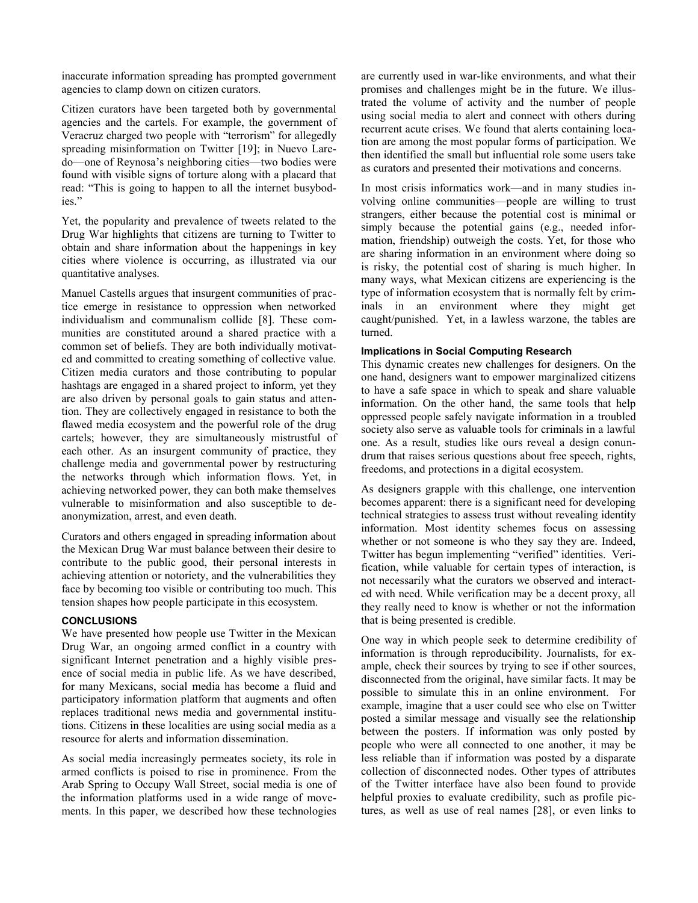inaccurate information spreading has prompted government agencies to clamp down on citizen curators.

Citizen curators have been targeted both by governmental agencies and the cartels. For example, the government of Veracruz charged two people with "terrorism" for allegedly spreading misinformation on Twitter [19]; in Nuevo Laredo—one of Reynosa's neighboring cities—two bodies were found with visible signs of torture along with a placard that read: "This is going to happen to all the internet busybodies."

Yet, the popularity and prevalence of tweets related to the Drug War highlights that citizens are turning to Twitter to obtain and share information about the happenings in key cities where violence is occurring, as illustrated via our quantitative analyses.

Manuel Castells argues that insurgent communities of practice emerge in resistance to oppression when networked individualism and communalism collide [8]. These communities are constituted around a shared practice with a common set of beliefs. They are both individually motivated and committed to creating something of collective value. Citizen media curators and those contributing to popular hashtags are engaged in a shared project to inform, yet they are also driven by personal goals to gain status and attention. They are collectively engaged in resistance to both the flawed media ecosystem and the powerful role of the drug cartels; however, they are simultaneously mistrustful of each other. As an insurgent community of practice, they challenge media and governmental power by restructuring the networks through which information flows. Yet, in achieving networked power, they can both make themselves vulnerable to misinformation and also susceptible to de-anonymization, arrest, and even death.

Curators and others engaged in spreading information about the Mexican Drug War must balance between their desire to contribute to the public good, their personal interests in achieving attention or notoriety, and the vulnerabilities they face by becoming too visible or contributing too much. This tension shapes how people participate in this ecosystem.

## CONCLUSIONS

We have presented how people use Twitter in the Mexican Drug War, an ongoing armed conflict in a country with significant Internet penetration and a highly visible presence of social media in public life. As we have described, for many Mexicans, social media has become a fluid and participatory information platform that augments and often replaces traditional news media and governmental institutions. Citizens in these localities are using social media as a resource for alerts and information dissemination.

As social media increasingly permeates society, its role in armed conflicts is poised to rise in prominence. From the Arab Spring to Occupy Wall Street, social media is one of the information platforms used in a wide range of movements. In this paper, we described how these technologies are currently used in war-like environments, and what their promises and challenges might be in the future. We illustrated the volume of activity and the number of people using social media to alert and connect with others during recurrent acute crises. We found that alerts containing location are among the most popular forms of participation. We then identified the small but influential role some users take as curators and presented their motivations and concerns.

In most crisis informatics work—and in many studies involving online communities—people are willing to trust strangers, either because the potential cost is minimal or simply because the potential gains (e.g., needed information, friendship) outweigh the costs. Yet, for those who are sharing information in an environment where doing so is risky, the potential cost of sharing is much higher. In many ways, what Mexican citizens are experiencing is the type of information ecosystem that is normally felt by criminals in an environment where they might get caught/punished. Yet, in a lawless warzone, the tables are turned.

### Implications in Social Computing Research

This dynamic creates new challenges for designers. On the one hand, designers want to empower marginalized citizens to have a safe space in which to speak and share valuable information. On the other hand, the same tools that help oppressed people safely navigate information in a troubled society also serve as valuable tools for criminals in a lawful one. As a result, studies like ours reveal a design conundrum that raises serious questions about free speech, rights, freedoms, and protections in a digital ecosystem.

As designers grapple with this challenge, one intervention becomes apparent: there is a significant need for developing technical strategies to assess trust without revealing identity information. Most identity schemes focus on assessing whether or not someone is who they say they are. Indeed, Twitter has begun implementing "verified" identities. Verification, while valuable for certain types of interaction, is not necessarily what the curators we observed and interacted with need. While verification may be a decent proxy, all they really need to know is whether or not the information that is being presented is credible.

One way in which people seek to determine credibility of information is through reproducibility. Journalists, for example, check their sources by trying to see if other sources, disconnected from the original, have similar facts. It may be possible to simulate this in an online environment. For example, imagine that a user could see who else on Twitter posted a similar message and visually see the relationship between the posters. If information was only posted by people who were all connected to one another, it may be less reliable than if information was posted by a disparate collection of disconnected nodes. Other types of attributes of the Twitter interface have also been found to provide helpful proxies to evaluate credibility, such as profile pictures, as well as use of real names [28], or even links to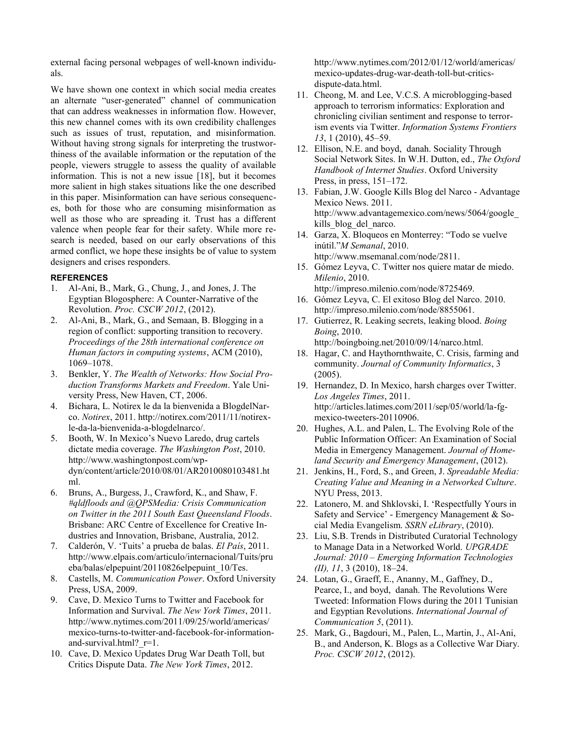external facing personal webpages of well-known individuals.

We have shown one context in which social media creates an alternate "user-generated" channel of communication that can address weaknesses in information flow. However, this new channel comes with its own credibility challenges such as issues of trust, reputation, and misinformation. Without having strong signals for interpreting the trustworthiness of the available information or the reputation of the people, viewers struggle to assess the quality of available information. This is not a new issue [18], but it becomes more salient in high stakes situations like the one described in this paper. Misinformation can have serious consequences, both for those who are consuming misinformation as well as those who are spreading it. Trust has a different valence when people fear for their safety. While more research is needed, based on our early observations of this armed conflict, we hope these insights be of value to system designers and crises responders.

## REFERENCES

1. Al-Ani, B., Mark, G., Chung, J., and Jones, J. The Egyptian Blogosphere: A Counter-Narrative of the Revolution. *Proc. CSCW 2012*, (2012).
2. Al-Ani, B., Mark, G., and Semaan, B. Blogging in a region of conflict: supporting transition to recovery. *Proceedings of the 28th international conference on Human factors in computing systems*, ACM (2010), 1069–1078.
3. Benkler, Y. *The Wealth of Networks: How Social Production Transforms Markets and Freedom*. Yale University Press, New Haven, CT, 2006.
4. Bichara, L. Notirex le da la bienvenida a BlogdelNarco. *Notirex*, 2011. http://notirex.com/2011/11/notirex-le-da-la-bienvenida-a-blogdelnarco/.
5. Booth, W. In Mexico's Nuevo Laredo, drug cartels dictate media coverage. *The Washington Post*, 2010. http://www.washingtonpost.com/wp-dyn/content/article/2010/08/01/AR2010080103481.html.
6. Bruns, A., Burgess, J., Crawford, K., and Shaw, F. *#qldfloods and @QPSMedia: Crisis Communication on Twitter in the 2011 South East Queensland Floods*. Brisbane: ARC Centre of Excellence for Creative Industries and Innovation, Brisbane, Australia, 2012.
7. Calderón, V. 'Tuits' a prueba de balas. *El País*, 2011. http://www.elpais.com/articulo/internacional/Tuits/prueba/balas/elpepuint/20110826elpepuint_10/Tes.
8. Castells, M. *Communication Power*. Oxford University Press, USA, 2009.
9. Cave, D. Mexico Turns to Twitter and Facebook for Information and Survival. *The New York Times*, 2011. http://www.nytimes.com/2011/09/25/world/americas/mexico-turns-to-twitter-and-facebook-for-information-and-survival.html?_r=1.
10. Cave, D. Mexico Updates Drug War Death Toll, but Critics Dispute Data. *The New York Times*, 2012. http://www.nytimes.com/2012/01/12/world/americas/mexico-updates-drug-war-death-toll-but-critics-dispute-data.html.
11. Cheong, M. and Lee, V.C.S. A microblogging-based approach to terrorism informatics: Exploration and chronicling civilian sentiment and response to terrorism events via Twitter. *Information Systems Frontiers 13*, 1 (2010), 45–59.
12. Ellison, N.E. and boyd, danah. Sociality Through Social Network Sites. In W.H. Dutton, ed., *The Oxford Handbook of Internet Studies*. Oxford University Press, in press, 151–172.
13. Fabian, J.W. Google Kills Blog del Narco - Advantage Mexico News. 2011. http://www.advantagemexico.com/news/5064/google_kills_blog_del_narco.
14. Garza, X. Bloqueos en Monterrey: "Todo se vuelve inútil."*M Semanal*, 2010. http://www.msemanal.com/node/2811.
15. Gómez Leyva, C. Twitter nos quiere matar de miedo. *Milenio*, 2010. http://impreso.milenio.com/node/8725469.
16. Gómez Leyva, C. El exitoso Blog del Narco. 2010. http://impreso.milenio.com/node/8855061.
17. Gutierrez, R. Leaking secrets, leaking blood. *Boing Boing*, 2010. http://boingboing.net/2010/09/14/narco.html.
18. Hagar, C. and Haythornthwaite, C. Crisis, farming and community. *Journal of Community Informatics*, 3 (2005).
19. Hernandez, D. In Mexico, harsh charges over Twitter. *Los Angeles Times*, 2011. http://articles.latimes.com/2011/sep/05/world/la-fg-mexico-tweeters-20110906.
20. Hughes, A.L. and Palen, L. The Evolving Role of the Public Information Officer: An Examination of Social Media in Emergency Management. *Journal of Homeland Security and Emergency Management*, (2012).
21. Jenkins, H., Ford, S., and Green, J. *Spreadable Media: Creating Value and Meaning in a Networked Culture*. NYU Press, 2013.
22. Latonero, M. and Shklovski, I. 'Respectfully Yours in Safety and Service' - Emergency Management & Social Media Evangelism. *SSRN eLibrary*, (2010).
23. Liu, S.B. Trends in Distributed Curatorial Technology to Manage Data in a Networked World. *UPGRADE Journal: 2010 – Emerging Information Technologies (II), 11*, 3 (2010), 18–24.
24. Lotan, G., Graeff, E., Ananny, M., Gaffney, D., Pearce, I., and boyd, danah. The Revolutions Were Tweeted: Information Flows during the 2011 Tunisian and Egyptian Revolutions. *International Journal of Communication 5*, (2011).
25. Mark, G., Bagdouri, M., Palen, L., Martin, J., Al-Ani, B., and Anderson, K. Blogs as a Collective War Diary. *Proc. CSCW 2012*, (2012).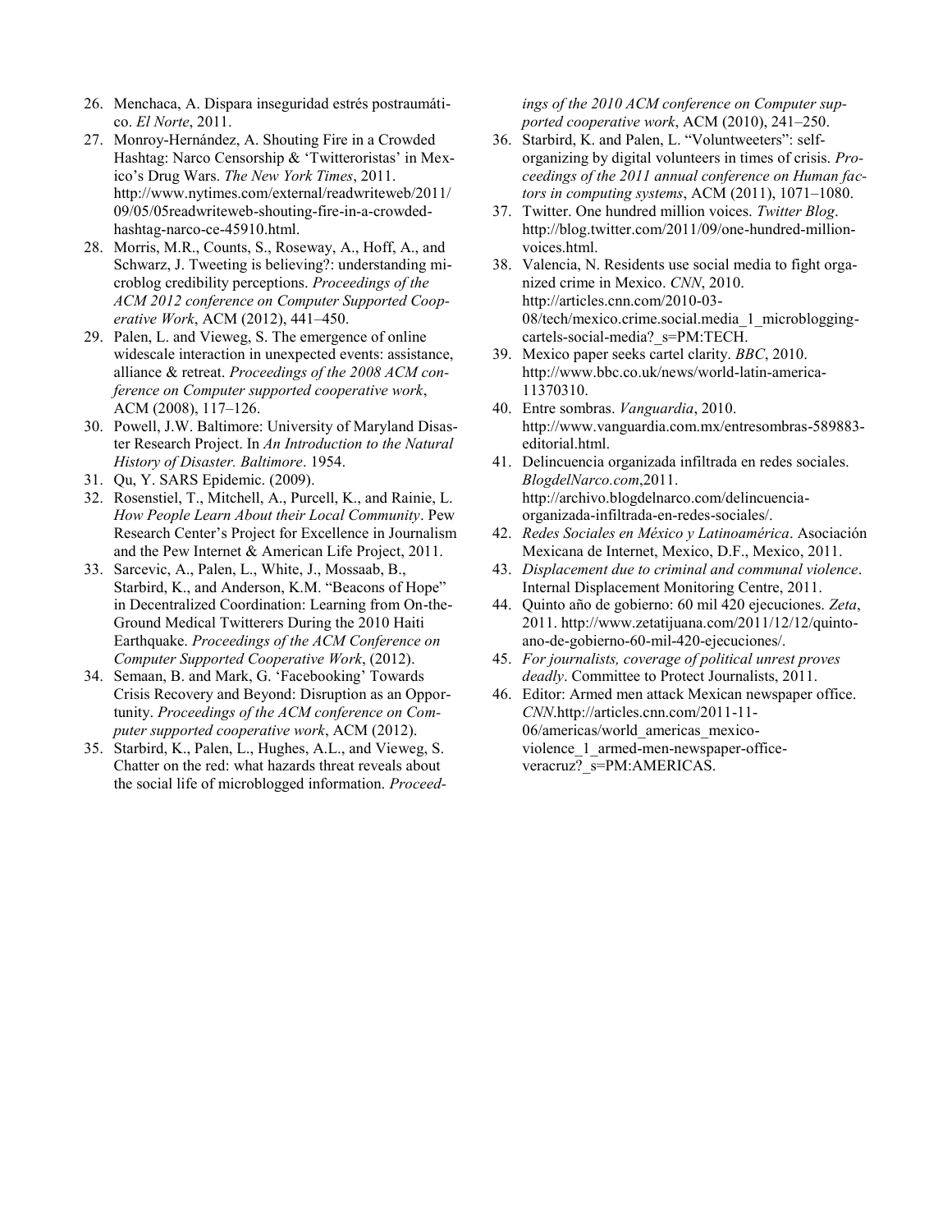26. Menchaca, A. Dispara inseguridad estrés postraumático. *El Norte*, 2011.
27. Monroy-Hernández, A. Shouting Fire in a Crowded Hashtag: Narco Censorship & 'Twitteroristas' in Mexico's Drug Wars. *The New York Times*, 2011. http://www.nytimes.com/external/readwriteweb/2011/09/05/05readwriteweb-shouting-fire-in-a-crowded-hashtag-narco-ce-45910.html.
28. Morris, M.R., Counts, S., Roseway, A., Hoff, A., and Schwarz, J. Tweeting is believing?: understanding microblog credibility perceptions. *Proceedings of the ACM 2012 conference on Computer Supported Cooperative Work*, ACM (2012), 441–450.
29. Palen, L. and Vieweg, S. The emergence of online widescale interaction in unexpected events: assistance, alliance & retreat. *Proceedings of the 2008 ACM conference on Computer supported cooperative work*, ACM (2008), 117–126.
30. Powell, J.W. Baltimore: University of Maryland Disaster Research Project. In *An Introduction to the Natural History of Disaster. Baltimore*. 1954.
31. Qu, Y. SARS Epidemic. (2009).
32. Rosenstiel, T., Mitchell, A., Purcell, K., and Rainie, L. *How People Learn About their Local Community*. Pew Research Center's Project for Excellence in Journalism and the Pew Internet & American Life Project, 2011.
33. Sarcevic, A., Palen, L., White, J., Mossaab, B., Starbird, K., and Anderson, K.M. "Beacons of Hope" in Decentralized Coordination: Learning from On-the-Ground Medical Twitterers During the 2010 Haiti Earthquake. *Proceedings of the ACM Conference on Computer Supported Cooperative Work*, (2012).
34. Semaan, B. and Mark, G. 'Facebooking' Towards Crisis Recovery and Beyond: Disruption as an Opportunity. *Proceedings of the ACM conference on Computer supported cooperative work*, ACM (2012).
35. Starbird, K., Palen, L., Hughes, A.L., and Vieweg, S. Chatter on the red: what hazards threat reveals about the social life of microblogged information. *Proceedings of the 2010 ACM conference on Computer supported cooperative work*, ACM (2010), 241–250.
36. Starbird, K. and Palen, L. "Voluntweeters": self-organizing by digital volunteers in times of crisis. *Proceedings of the 2011 annual conference on Human factors in computing systems*, ACM (2011), 1071–1080.
37. Twitter. One hundred million voices. *Twitter Blog*. http://blog.twitter.com/2011/09/one-hundred-million-voices.html.
38. Valencia, N. Residents use social media to fight organized crime in Mexico. *CNN*, 2010. http://articles.cnn.com/2010-03-08/tech/mexico.crime.social.media_1_microblogging-cartels-social-media?_s=PM:TECH.
39. Mexico paper seeks cartel clarity. *BBC*, 2010. http://www.bbc.co.uk/news/world-latin-america-11370310.
40. Entre sombras. *Vanguardia*, 2010. http://www.vanguardia.com.mx/entresombras-589883-editorial.html.
41. Delincuencia organizada infiltrada en redes sociales. *BlogdelNarco.com*,2011. http://archivo.blogdelnarco.com/delincuencia-organizada-infiltrada-en-redes-sociales/.
42. *Redes Sociales en México y Latinoamérica*. Asociación Mexicana de Internet, Mexico, D.F., Mexico, 2011.
43. *Displacement due to criminal and communal violence*. Internal Displacement Monitoring Centre, 2011.
44. Quinto año de gobierno: 60 mil 420 ejecuciones. *Zeta*, 2011. http://www.zetatijuana.com/2011/12/12/quinto-ano-de-gobierno-60-mil-420-ejecuciones/.
45. *For journalists, coverage of political unrest proves deadly*. Committee to Protect Journalists, 2011.
46. Editor: Armed men attack Mexican newspaper office. *CNN*.http://articles.cnn.com/2011-11-06/americas/world_americas_mexico-violence_1_armed-men-newspaper-office-veracruz?_s=PM:AMERICAS.